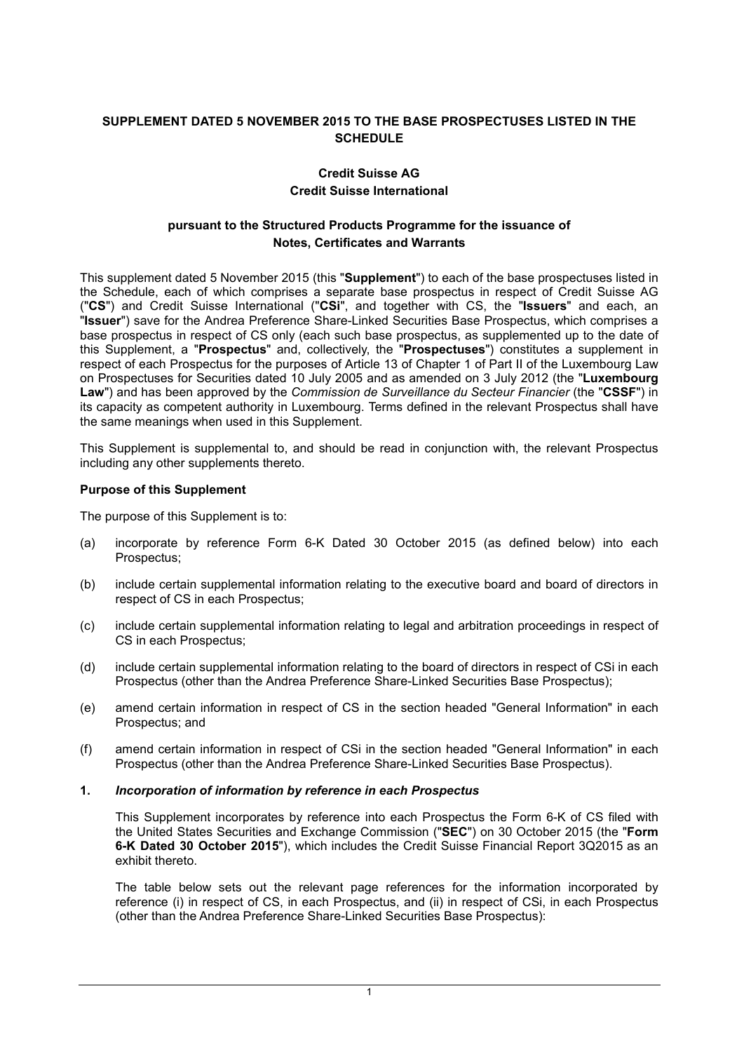**SUPPLEMENT DATED 5 NOVEMBER 2015 TO THE BASE PROSPECTUSES LISTED IN THE SCHEDULE**

**Credit Suisse AG**
**Credit Suisse International**

**pursuant to the Structured Products Programme for the issuance of Notes, Certificates and Warrants**

This supplement dated 5 November 2015 (this "**Supplement**") to each of the base prospectuses listed in the Schedule, each of which comprises a separate base prospectus in respect of Credit Suisse AG ("**CS**") and Credit Suisse International ("**CSi**", and together with CS, the "**Issuers**" and each, an "**Issuer**") save for the Andrea Preference Share-Linked Securities Base Prospectus, which comprises a base prospectus in respect of CS only (each such base prospectus, as supplemented up to the date of this Supplement, a "**Prospectus**" and, collectively, the "**Prospectuses**") constitutes a supplement in respect of each Prospectus for the purposes of Article 13 of Chapter 1 of Part II of the Luxembourg Law on Prospectuses for Securities dated 10 July 2005 and as amended on 3 July 2012 (the "**Luxembourg Law**") and has been approved by the *Commission de Surveillance du Secteur Financier* (the "**CSSF**") in its capacity as competent authority in Luxembourg. Terms defined in the relevant Prospectus shall have the same meanings when used in this Supplement.

This Supplement is supplemental to, and should be read in conjunction with, the relevant Prospectus including any other supplements thereto.

**Purpose of this Supplement**

The purpose of this Supplement is to:

(a) incorporate by reference Form 6-K Dated 30 October 2015 (as defined below) into each Prospectus;

(b) include certain supplemental information relating to the executive board and board of directors in respect of CS in each Prospectus;

(c) include certain supplemental information relating to legal and arbitration proceedings in respect of CS in each Prospectus;

(d) include certain supplemental information relating to the board of directors in respect of CSi in each Prospectus (other than the Andrea Preference Share-Linked Securities Base Prospectus);

(e) amend certain information in respect of CS in the section headed "General Information" in each Prospectus; and

(f) amend certain information in respect of CSi in the section headed "General Information" in each Prospectus (other than the Andrea Preference Share-Linked Securities Base Prospectus).

**1. *Incorporation of information by reference in each Prospectus***

This Supplement incorporates by reference into each Prospectus the Form 6-K of CS filed with the United States Securities and Exchange Commission ("**SEC**") on 30 October 2015 (the "**Form 6-K Dated 30 October 2015**"), which includes the Credit Suisse Financial Report 3Q2015 as an exhibit thereto.

The table below sets out the relevant page references for the information incorporated by reference (i) in respect of CS, in each Prospectus, and (ii) in respect of CSi, in each Prospectus (other than the Andrea Preference Share-Linked Securities Base Prospectus):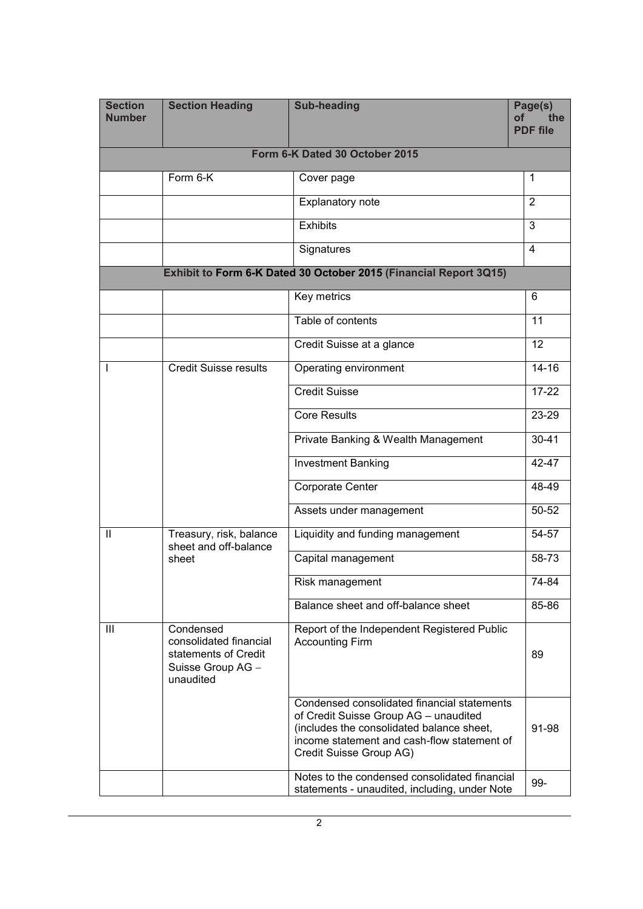| Section Number | Section Heading | Sub-heading | Page(s) of the PDF file |
|---|---|---|---|
| **Form 6-K Dated 30 October 2015** | | | |
| | Form 6-K | Cover page | 1 |
| | | Explanatory note | 2 |
| | | Exhibits | 3 |
| | | Signatures | 4 |
| **Exhibit to Form 6-K Dated 30 October 2015 (Financial Report 3Q15)** | | | |
| | | Key metrics | 6 |
| | | Table of contents | 11 |
| | | Credit Suisse at a glance | 12 |
| I | Credit Suisse results | Operating environment | 14-16 |
| | | Credit Suisse | 17-22 |
| | | Core Results | 23-29 |
| | | Private Banking & Wealth Management | 30-41 |
| | | Investment Banking | 42-47 |
| | | Corporate Center | 48-49 |
| | | Assets under management | 50-52 |
| II | Treasury, risk, balance sheet and off-balance sheet | Liquidity and funding management | 54-57 |
| | | Capital management | 58-73 |
| | | Risk management | 74-84 |
| | | Balance sheet and off-balance sheet | 85-86 |
| III | Condensed consolidated financial statements of Credit Suisse Group AG – unaudited | Report of the Independent Registered Public Accounting Firm | 89 |
| | | Condensed consolidated financial statements of Credit Suisse Group AG – unaudited (includes the consolidated balance sheet, income statement and cash-flow statement of Credit Suisse Group AG) | 91-98 |
| | | Notes to the condensed consolidated financial statements - unaudited, including, under Note | 99- |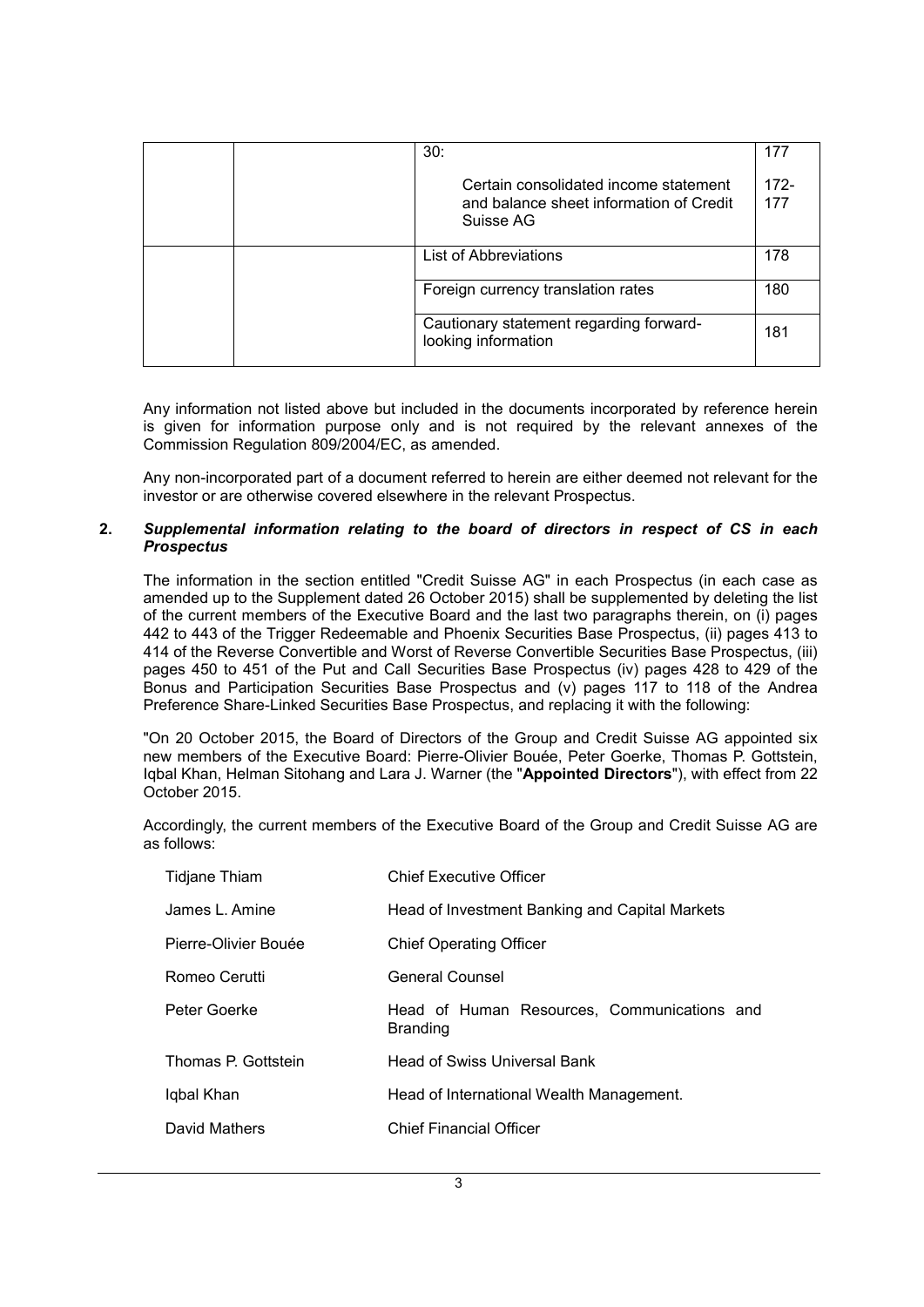| | | 30: | 177 |
|---|---|---|---|
| | | Certain consolidated income statement and balance sheet information of Credit Suisse AG | 172-177 |
| | | List of Abbreviations | 178 |
| | | Foreign currency translation rates | 180 |
| | | Cautionary statement regarding forward-looking information | 181 |

Any information not listed above but included in the documents incorporated by reference herein is given for information purpose only and is not required by the relevant annexes of the Commission Regulation 809/2004/EC, as amended.

Any non-incorporated part of a document referred to herein are either deemed not relevant for the investor or are otherwise covered elsewhere in the relevant Prospectus.

## 2. *Supplemental information relating to the board of directors in respect of CS in each Prospectus*

The information in the section entitled "Credit Suisse AG" in each Prospectus (in each case as amended up to the Supplement dated 26 October 2015) shall be supplemented by deleting the list of the current members of the Executive Board and the last two paragraphs therein, on (i) pages 442 to 443 of the Trigger Redeemable and Phoenix Securities Base Prospectus, (ii) pages 413 to 414 of the Reverse Convertible and Worst of Reverse Convertible Securities Base Prospectus, (iii) pages 450 to 451 of the Put and Call Securities Base Prospectus (iv) pages 428 to 429 of the Bonus and Participation Securities Base Prospectus and (v) pages 117 to 118 of the Andrea Preference Share-Linked Securities Base Prospectus, and replacing it with the following:

"On 20 October 2015, the Board of Directors of the Group and Credit Suisse AG appointed six new members of the Executive Board: Pierre-Olivier Bouée, Peter Goerke, Thomas P. Gottstein, Iqbal Khan, Helman Sitohang and Lara J. Warner (the "**Appointed Directors**"), with effect from 22 October 2015.

Accordingly, the current members of the Executive Board of the Group and Credit Suisse AG are as follows:

| | |
|---|---|
| Tidjane Thiam | Chief Executive Officer |
| James L. Amine | Head of Investment Banking and Capital Markets |
| Pierre-Olivier Bouée | Chief Operating Officer |
| Romeo Cerutti | General Counsel |
| Peter Goerke | Head of Human Resources, Communications and Branding |
| Thomas P. Gottstein | Head of Swiss Universal Bank |
| Iqbal Khan | Head of International Wealth Management. |
| David Mathers | Chief Financial Officer |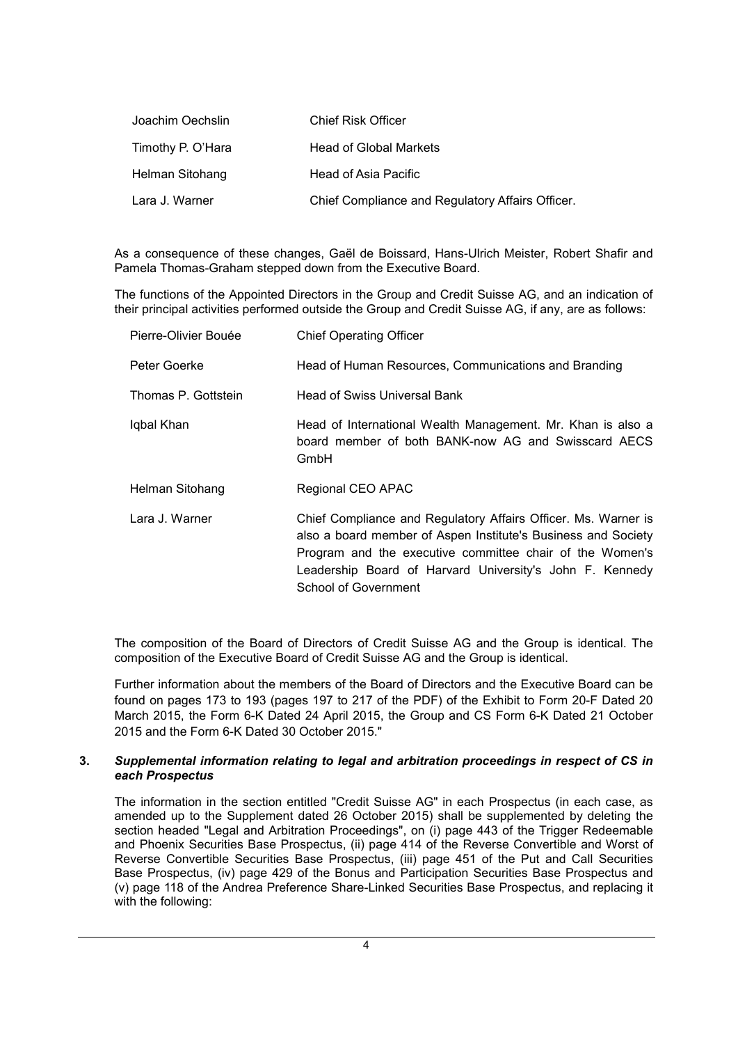| | |
|---|---|
| Joachim Oechslin | Chief Risk Officer |
| Timothy P. O'Hara | Head of Global Markets |
| Helman Sitohang | Head of Asia Pacific |
| Lara J. Warner | Chief Compliance and Regulatory Affairs Officer. |

As a consequence of these changes, Gaël de Boissard, Hans-Ulrich Meister, Robert Shafir and Pamela Thomas-Graham stepped down from the Executive Board.

The functions of the Appointed Directors in the Group and Credit Suisse AG, and an indication of their principal activities performed outside the Group and Credit Suisse AG, if any, are as follows:

| | |
|---|---|
| Pierre-Olivier Bouée | Chief Operating Officer |
| Peter Goerke | Head of Human Resources, Communications and Branding |
| Thomas P. Gottstein | Head of Swiss Universal Bank |
| Iqbal Khan | Head of International Wealth Management. Mr. Khan is also a board member of both BANK-now AG and Swisscard AECS GmbH |
| Helman Sitohang | Regional CEO APAC |
| Lara J. Warner | Chief Compliance and Regulatory Affairs Officer. Ms. Warner is also a board member of Aspen Institute's Business and Society Program and the executive committee chair of the Women's Leadership Board of Harvard University's John F. Kennedy School of Government |

The composition of the Board of Directors of Credit Suisse AG and the Group is identical. The composition of the Executive Board of Credit Suisse AG and the Group is identical.

Further information about the members of the Board of Directors and the Executive Board can be found on pages 173 to 193 (pages 197 to 217 of the PDF) of the Exhibit to Form 20-F Dated 20 March 2015, the Form 6-K Dated 24 April 2015, the Group and CS Form 6-K Dated 21 October 2015 and the Form 6-K Dated 30 October 2015."

### 3. *Supplemental information relating to legal and arbitration proceedings in respect of CS in each Prospectus*

The information in the section entitled "Credit Suisse AG" in each Prospectus (in each case, as amended up to the Supplement dated 26 October 2015) shall be supplemented by deleting the section headed "Legal and Arbitration Proceedings", on (i) page 443 of the Trigger Redeemable and Phoenix Securities Base Prospectus, (ii) page 414 of the Reverse Convertible and Worst of Reverse Convertible Securities Base Prospectus, (iii) page 451 of the Put and Call Securities Base Prospectus, (iv) page 429 of the Bonus and Participation Securities Base Prospectus and (v) page 118 of the Andrea Preference Share-Linked Securities Base Prospectus, and replacing it with the following: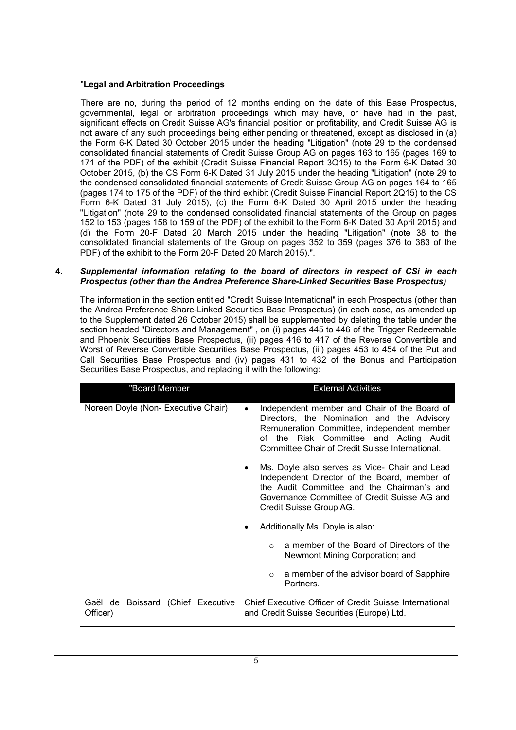"**Legal and Arbitration Proceedings**

There are no, during the period of 12 months ending on the date of this Base Prospectus, governmental, legal or arbitration proceedings which may have, or have had in the past, significant effects on Credit Suisse AG's financial position or profitability, and Credit Suisse AG is not aware of any such proceedings being either pending or threatened, except as disclosed in (a) the Form 6-K Dated 30 October 2015 under the heading "Litigation" (note 29 to the condensed consolidated financial statements of Credit Suisse Group AG on pages 163 to 165 (pages 169 to 171 of the PDF) of the exhibit (Credit Suisse Financial Report 3Q15) to the Form 6-K Dated 30 October 2015, (b) the CS Form 6-K Dated 31 July 2015 under the heading "Litigation" (note 29 to the condensed consolidated financial statements of Credit Suisse Group AG on pages 164 to 165 (pages 174 to 175 of the PDF) of the third exhibit (Credit Suisse Financial Report 2Q15) to the CS Form 6-K Dated 31 July 2015), (c) the Form 6-K Dated 30 April 2015 under the heading "Litigation" (note 29 to the condensed consolidated financial statements of the Group on pages 152 to 153 (pages 158 to 159 of the PDF) of the exhibit to the Form 6-K Dated 30 April 2015) and (d) the Form 20-F Dated 20 March 2015 under the heading "Litigation" (note 38 to the consolidated financial statements of the Group on pages 352 to 359 (pages 376 to 383 of the PDF) of the exhibit to the Form 20-F Dated 20 March 2015).".

**4. *Supplemental information relating to the board of directors in respect of CSi in each Prospectus (other than the Andrea Preference Share-Linked Securities Base Prospectus)***

The information in the section entitled "Credit Suisse International" in each Prospectus (other than the Andrea Preference Share-Linked Securities Base Prospectus) (in each case, as amended up to the Supplement dated 26 October 2015) shall be supplemented by deleting the table under the section headed "Directors and Management" , on (i) pages 445 to 446 of the Trigger Redeemable and Phoenix Securities Base Prospectus, (ii) pages 416 to 417 of the Reverse Convertible and Worst of Reverse Convertible Securities Base Prospectus, (iii) pages 453 to 454 of the Put and Call Securities Base Prospectus and (iv) pages 431 to 432 of the Bonus and Participation Securities Base Prospectus, and replacing it with the following:

| "Board Member | External Activities |
|---|---|
| Noreen Doyle (Non- Executive Chair) | • Independent member and Chair of the Board of Directors, the Nomination and the Advisory Remuneration Committee, independent member of the Risk Committee and Acting Audit Committee Chair of Credit Suisse International.<br>• Ms. Doyle also serves as Vice- Chair and Lead Independent Director of the Board, member of the Audit Committee and the Chairman's and Governance Committee of Credit Suisse AG and Credit Suisse Group AG.<br>• Additionally Ms. Doyle is also:<br>○ a member of the Board of Directors of the Newmont Mining Corporation; and<br>○ a member of the advisor board of Sapphire Partners. |
| Gaël de Boissard (Chief Executive Officer) | Chief Executive Officer of Credit Suisse International and Credit Suisse Securities (Europe) Ltd. |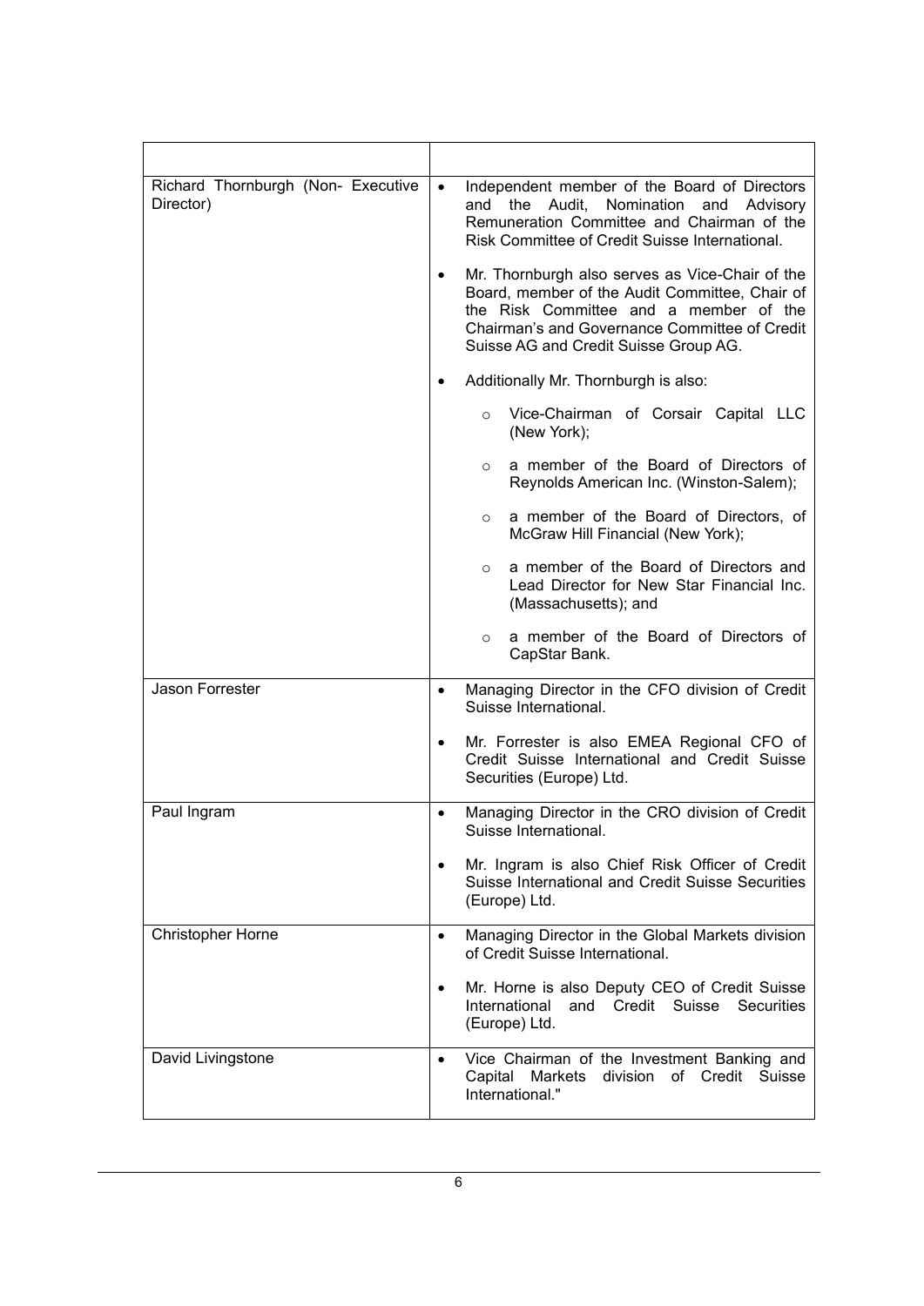| | |
|---|---|
| Richard Thornburgh (Non- Executive Director) | • Independent member of the Board of Directors and the Audit, Nomination and Advisory Remuneration Committee and Chairman of the Risk Committee of Credit Suisse International.<br><br>• Mr. Thornburgh also serves as Vice-Chair of the Board, member of the Audit Committee, Chair of the Risk Committee and a member of the Chairman's and Governance Committee of Credit Suisse AG and Credit Suisse Group AG.<br><br>• Additionally Mr. Thornburgh is also:<br><br>  ○ Vice-Chairman of Corsair Capital LLC (New York);<br><br>  ○ a member of the Board of Directors of Reynolds American Inc. (Winston-Salem);<br><br>  ○ a member of the Board of Directors, of McGraw Hill Financial (New York);<br><br>  ○ a member of the Board of Directors and Lead Director for New Star Financial Inc. (Massachusetts); and<br><br>  ○ a member of the Board of Directors of CapStar Bank. |
| Jason Forrester | • Managing Director in the CFO division of Credit Suisse International.<br><br>• Mr. Forrester is also EMEA Regional CFO of Credit Suisse International and Credit Suisse Securities (Europe) Ltd. |
| Paul Ingram | • Managing Director in the CRO division of Credit Suisse International.<br><br>• Mr. Ingram is also Chief Risk Officer of Credit Suisse International and Credit Suisse Securities (Europe) Ltd. |
| Christopher Horne | • Managing Director in the Global Markets division of Credit Suisse International.<br><br>• Mr. Horne is also Deputy CEO of Credit Suisse International and Credit Suisse Securities (Europe) Ltd. |
| David Livingstone | • Vice Chairman of the Investment Banking and Capital Markets division of Credit Suisse International." |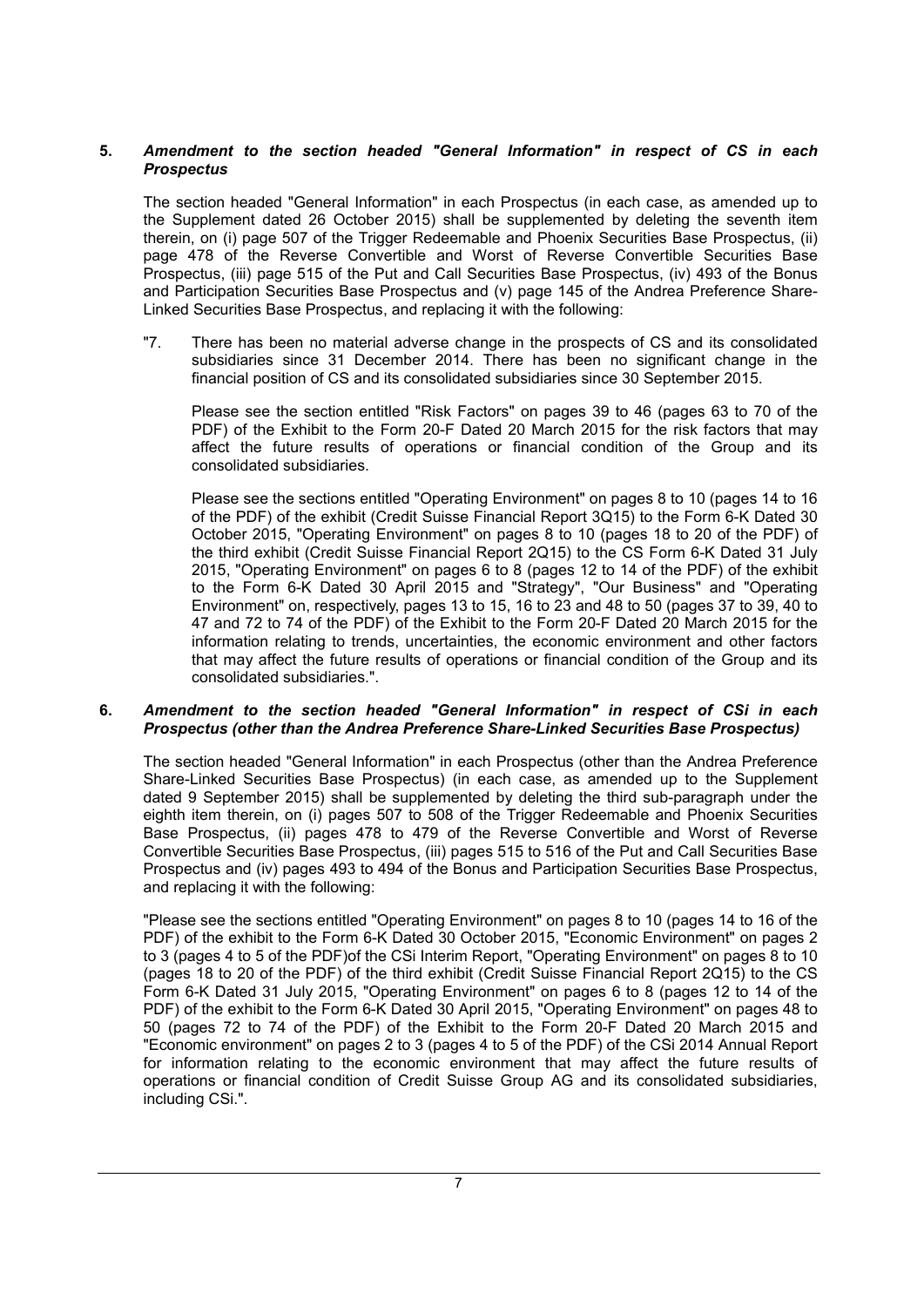## 5. *Amendment to the section headed "General Information" in respect of CS in each Prospectus*

The section headed "General Information" in each Prospectus (in each case, as amended up to the Supplement dated 26 October 2015) shall be supplemented by deleting the seventh item therein, on (i) page 507 of the Trigger Redeemable and Phoenix Securities Base Prospectus, (ii) page 478 of the Reverse Convertible and Worst of Reverse Convertible Securities Base Prospectus, (iii) page 515 of the Put and Call Securities Base Prospectus, (iv) 493 of the Bonus and Participation Securities Base Prospectus and (v) page 145 of the Andrea Preference Share-Linked Securities Base Prospectus, and replacing it with the following:

> "7. There has been no material adverse change in the prospects of CS and its consolidated subsidiaries since 31 December 2014. There has been no significant change in the financial position of CS and its consolidated subsidiaries since 30 September 2015.
>
> Please see the section entitled "Risk Factors" on pages 39 to 46 (pages 63 to 70 of the PDF) of the Exhibit to the Form 20-F Dated 20 March 2015 for the risk factors that may affect the future results of operations or financial condition of the Group and its consolidated subsidiaries.
>
> Please see the sections entitled "Operating Environment" on pages 8 to 10 (pages 14 to 16 of the PDF) of the exhibit (Credit Suisse Financial Report 3Q15) to the Form 6-K Dated 30 October 2015, "Operating Environment" on pages 8 to 10 (pages 18 to 20 of the PDF) of the third exhibit (Credit Suisse Financial Report 2Q15) to the CS Form 6-K Dated 31 July 2015, "Operating Environment" on pages 6 to 8 (pages 12 to 14 of the PDF) of the exhibit to the Form 6-K Dated 30 April 2015 and "Strategy", "Our Business" and "Operating Environment" on, respectively, pages 13 to 15, 16 to 23 and 48 to 50 (pages 37 to 39, 40 to 47 and 72 to 74 of the PDF) of the Exhibit to the Form 20-F Dated 20 March 2015 for the information relating to trends, uncertainties, the economic environment and other factors that may affect the future results of operations or financial condition of the Group and its consolidated subsidiaries.".

## 6. *Amendment to the section headed "General Information" in respect of CSi in each Prospectus (other than the Andrea Preference Share-Linked Securities Base Prospectus)*

The section headed "General Information" in each Prospectus (other than the Andrea Preference Share-Linked Securities Base Prospectus) (in each case, as amended up to the Supplement dated 9 September 2015) shall be supplemented by deleting the third sub-paragraph under the eighth item therein, on (i) pages 507 to 508 of the Trigger Redeemable and Phoenix Securities Base Prospectus, (ii) pages 478 to 479 of the Reverse Convertible and Worst of Reverse Convertible Securities Base Prospectus, (iii) pages 515 to 516 of the Put and Call Securities Base Prospectus and (iv) pages 493 to 494 of the Bonus and Participation Securities Base Prospectus, and replacing it with the following:

"Please see the sections entitled "Operating Environment" on pages 8 to 10 (pages 14 to 16 of the PDF) of the exhibit to the Form 6-K Dated 30 October 2015, "Economic Environment" on pages 2 to 3 (pages 4 to 5 of the PDF)of the CSi Interim Report, "Operating Environment" on pages 8 to 10 (pages 18 to 20 of the PDF) of the third exhibit (Credit Suisse Financial Report 2Q15) to the CS Form 6-K Dated 31 July 2015, "Operating Environment" on pages 6 to 8 (pages 12 to 14 of the PDF) of the exhibit to the Form 6-K Dated 30 April 2015, "Operating Environment" on pages 48 to 50 (pages 72 to 74 of the PDF) of the Exhibit to the Form 20-F Dated 20 March 2015 and "Economic environment" on pages 2 to 3 (pages 4 to 5 of the PDF) of the CSi 2014 Annual Report for information relating to the economic environment that may affect the future results of operations or financial condition of Credit Suisse Group AG and its consolidated subsidiaries, including CSi.".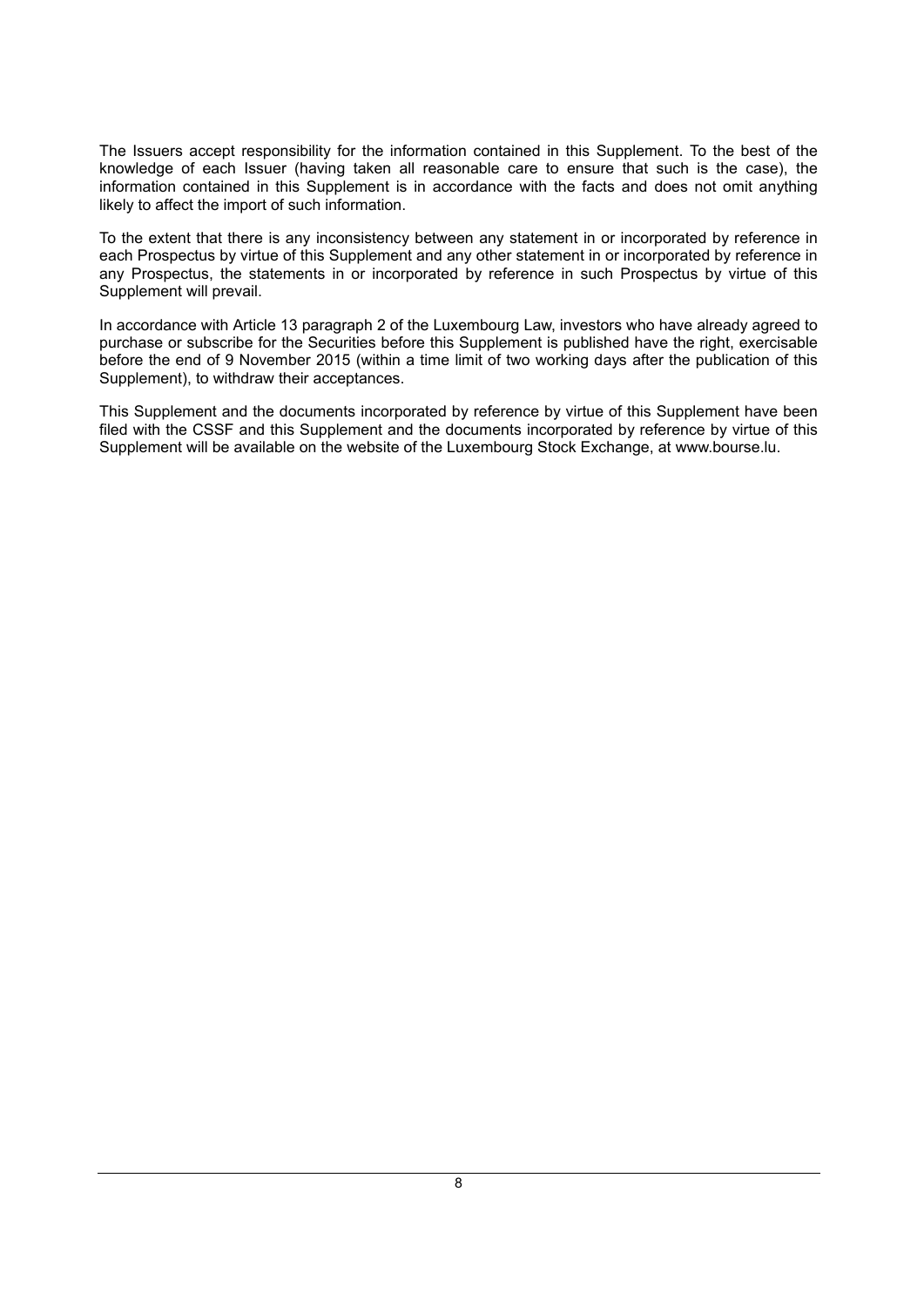The Issuers accept responsibility for the information contained in this Supplement. To the best of the knowledge of each Issuer (having taken all reasonable care to ensure that such is the case), the information contained in this Supplement is in accordance with the facts and does not omit anything likely to affect the import of such information.

To the extent that there is any inconsistency between any statement in or incorporated by reference in each Prospectus by virtue of this Supplement and any other statement in or incorporated by reference in any Prospectus, the statements in or incorporated by reference in such Prospectus by virtue of this Supplement will prevail.

In accordance with Article 13 paragraph 2 of the Luxembourg Law, investors who have already agreed to purchase or subscribe for the Securities before this Supplement is published have the right, exercisable before the end of 9 November 2015 (within a time limit of two working days after the publication of this Supplement), to withdraw their acceptances.

This Supplement and the documents incorporated by reference by virtue of this Supplement have been filed with the CSSF and this Supplement and the documents incorporated by reference by virtue of this Supplement will be available on the website of the Luxembourg Stock Exchange, at www.bourse.lu.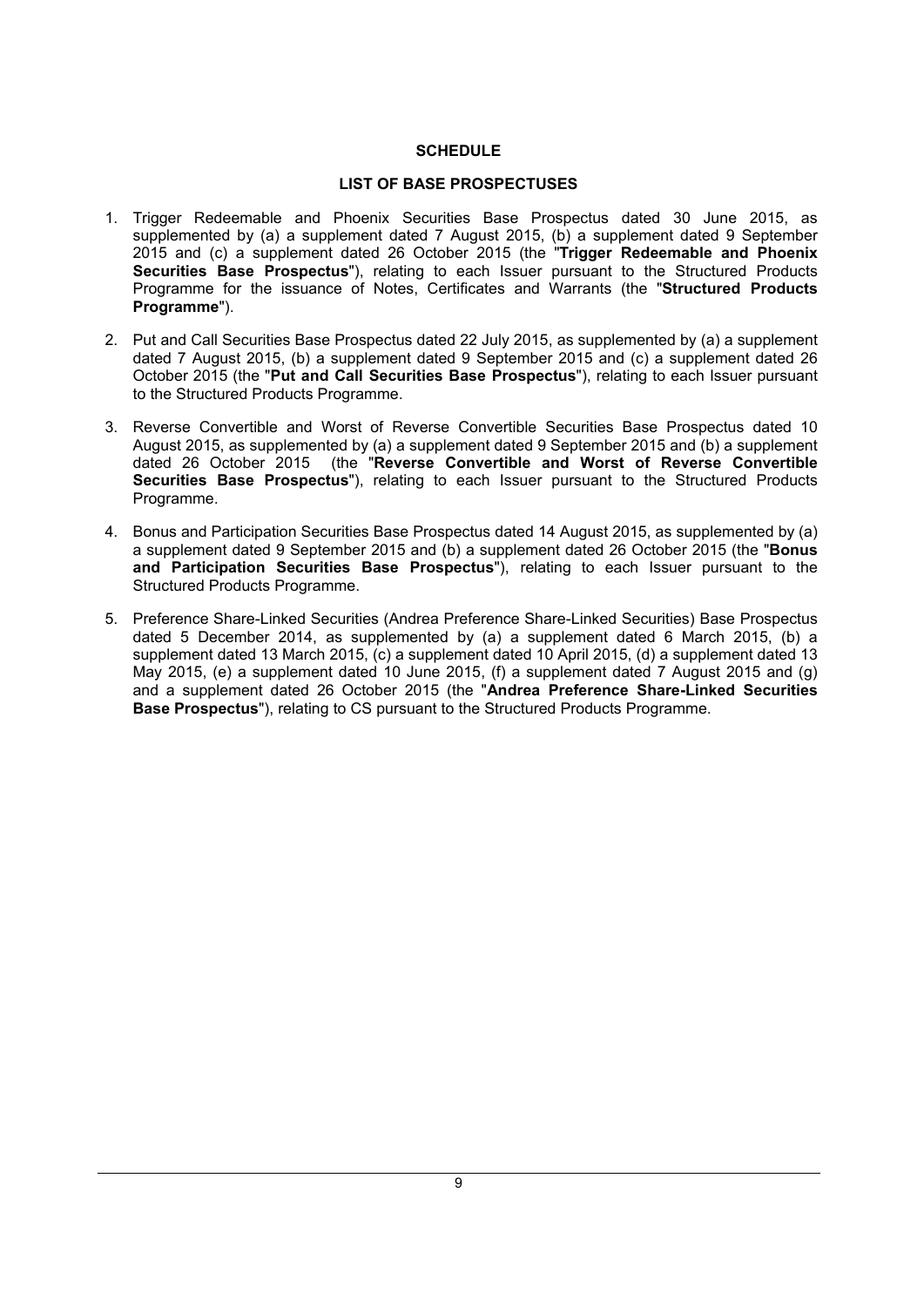## SCHEDULE

### LIST OF BASE PROSPECTUSES

1. Trigger Redeemable and Phoenix Securities Base Prospectus dated 30 June 2015, as supplemented by (a) a supplement dated 7 August 2015, (b) a supplement dated 9 September 2015 and (c) a supplement dated 26 October 2015 (the "**Trigger Redeemable and Phoenix Securities Base Prospectus**"), relating to each Issuer pursuant to the Structured Products Programme for the issuance of Notes, Certificates and Warrants (the "**Structured Products Programme**").

2. Put and Call Securities Base Prospectus dated 22 July 2015, as supplemented by (a) a supplement dated 7 August 2015, (b) a supplement dated 9 September 2015 and (c) a supplement dated 26 October 2015 (the "**Put and Call Securities Base Prospectus**"), relating to each Issuer pursuant to the Structured Products Programme.

3. Reverse Convertible and Worst of Reverse Convertible Securities Base Prospectus dated 10 August 2015, as supplemented by (a) a supplement dated 9 September 2015 and (b) a supplement dated 26 October 2015 (the "**Reverse Convertible and Worst of Reverse Convertible Securities Base Prospectus**"), relating to each Issuer pursuant to the Structured Products Programme.

4. Bonus and Participation Securities Base Prospectus dated 14 August 2015, as supplemented by (a) a supplement dated 9 September 2015 and (b) a supplement dated 26 October 2015 (the "**Bonus and Participation Securities Base Prospectus**"), relating to each Issuer pursuant to the Structured Products Programme.

5. Preference Share-Linked Securities (Andrea Preference Share-Linked Securities) Base Prospectus dated 5 December 2014, as supplemented by (a) a supplement dated 6 March 2015, (b) a supplement dated 13 March 2015, (c) a supplement dated 10 April 2015, (d) a supplement dated 13 May 2015, (e) a supplement dated 10 June 2015, (f) a supplement dated 7 August 2015 and (g) and a supplement dated 26 October 2015 (the "**Andrea Preference Share-Linked Securities Base Prospectus**"), relating to CS pursuant to the Structured Products Programme.